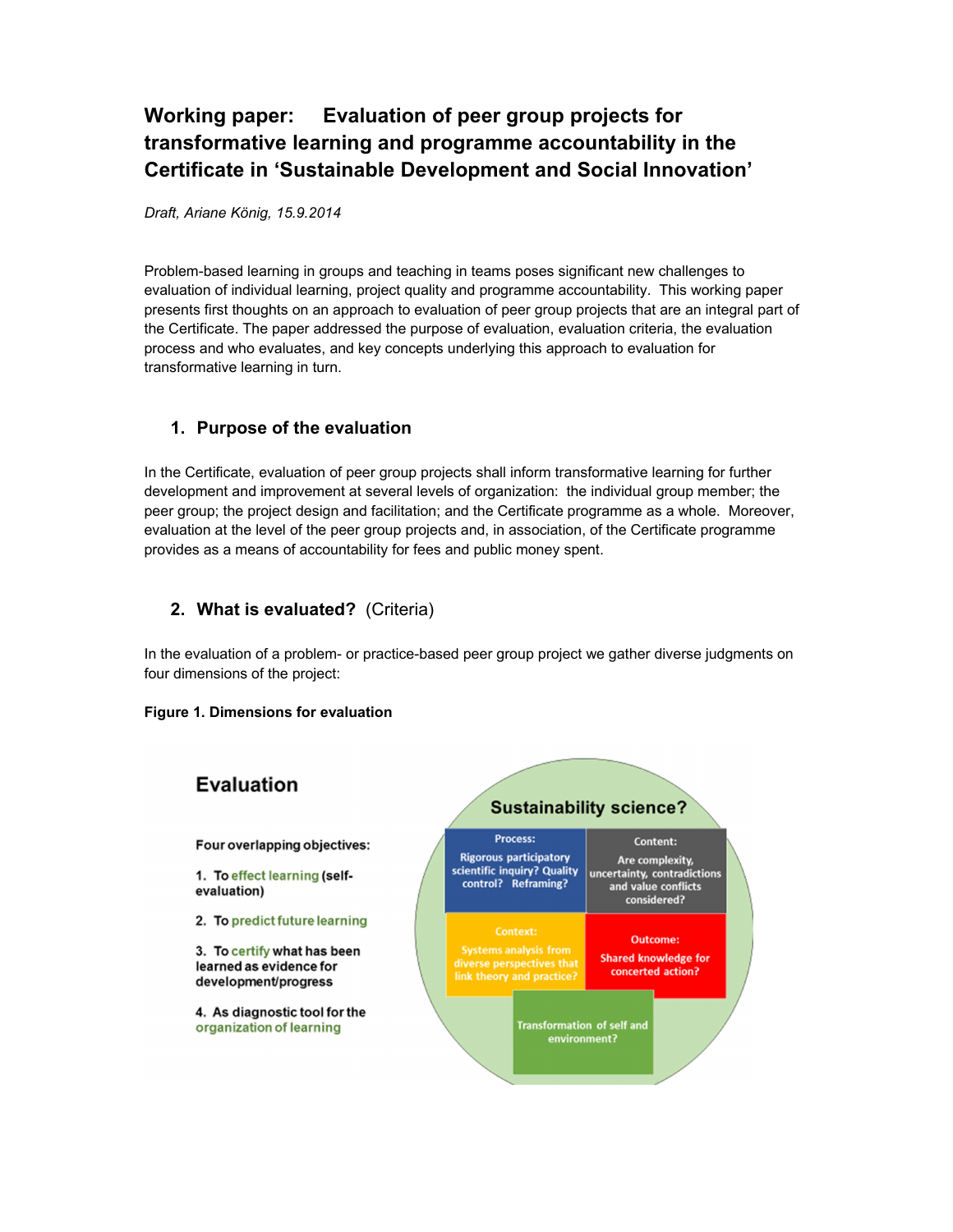# Working paper: Evaluation of peer group projects for transformative learning and programme accountability in the Certificate in 'Sustainable Development and Social Innovation'

*Draft, Ariane König, 15.9.2014*

Problem-based learning in groups and teaching in teams poses significant new challenges to evaluation of individual learning, project quality and programme accountability. This working paper presents first thoughts on an approach to evaluation of peer group projects that are an integral part of the Certificate. The paper addressed the purpose of evaluation, evaluation criteria, the evaluation process and who evaluates, and key concepts underlying this approach to evaluation for transformative learning in turn.

## 1. Purpose of the evaluation

In the Certificate, evaluation of peer group projects shall inform transformative learning for further development and improvement at several levels of organization: the individual group member; the peer group; the project design and facilitation; and the Certificate programme as a whole. Moreover, evaluation at the level of the peer group projects and, in association, of the Certificate programme provides as a means of accountability for fees and public money spent.

## 2. What is evaluated? (Criteria)

In the evaluation of a problem- or practice-based peer group project we gather diverse judgments on four dimensions of the project:

**Figure 1. Dimensions for evaluation**

**Evaluation**

**Four overlapping objectives:**

1. To effect learning (self-evaluation)
2. To predict future learning
3. To certify what has been learned as evidence for development/progress
4. As diagnostic tool for the organization of learning

**Sustainability science?**

- **Process:** Rigorous participatory scientific inquiry? Quality control? Reframing?
- **Content:** Are complexity, uncertainty, contradictions and value conflicts considered?
- **Context:** Systems analysis from diverse perspectives that link theory and practice?
- **Outcome:** Shared knowledge for concerted action?
- Transformation of self and environment?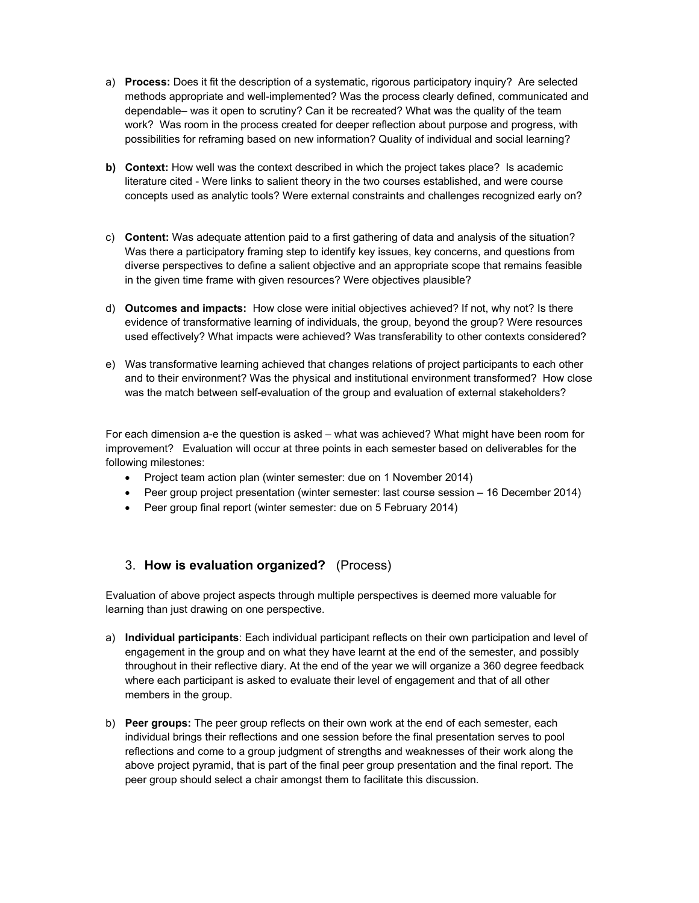a) **Process:** Does it fit the description of a systematic, rigorous participatory inquiry? Are selected methods appropriate and well-implemented? Was the process clearly defined, communicated and dependable– was it open to scrutiny? Can it be recreated? What was the quality of the team work? Was room in the process created for deeper reflection about purpose and progress, with possibilities for reframing based on new information? Quality of individual and social learning?

**b) Context:** How well was the context described in which the project takes place? Is academic literature cited - Were links to salient theory in the two courses established, and were course concepts used as analytic tools? Were external constraints and challenges recognized early on?

c) **Content:** Was adequate attention paid to a first gathering of data and analysis of the situation? Was there a participatory framing step to identify key issues, key concerns, and questions from diverse perspectives to define a salient objective and an appropriate scope that remains feasible in the given time frame with given resources? Were objectives plausible?

d) **Outcomes and impacts:** How close were initial objectives achieved? If not, why not? Is there evidence of transformative learning of individuals, the group, beyond the group? Were resources used effectively? What impacts were achieved? Was transferability to other contexts considered?

e) Was transformative learning achieved that changes relations of project participants to each other and to their environment? Was the physical and institutional environment transformed? How close was the match between self-evaluation of the group and evaluation of external stakeholders?

For each dimension a-e the question is asked – what was achieved? What might have been room for improvement? Evaluation will occur at three points in each semester based on deliverables for the following milestones:

- Project team action plan (winter semester: due on 1 November 2014)
- Peer group project presentation (winter semester: last course session – 16 December 2014)
- Peer group final report (winter semester: due on 5 February 2014)

## 3. **How is evaluation organized?** (Process)

Evaluation of above project aspects through multiple perspectives is deemed more valuable for learning than just drawing on one perspective.

a) **Individual participants**: Each individual participant reflects on their own participation and level of engagement in the group and on what they have learnt at the end of the semester, and possibly throughout in their reflective diary. At the end of the year we will organize a 360 degree feedback where each participant is asked to evaluate their level of engagement and that of all other members in the group.

b) **Peer groups:** The peer group reflects on their own work at the end of each semester, each individual brings their reflections and one session before the final presentation serves to pool reflections and come to a group judgment of strengths and weaknesses of their work along the above project pyramid, that is part of the final peer group presentation and the final report. The peer group should select a chair amongst them to facilitate this discussion.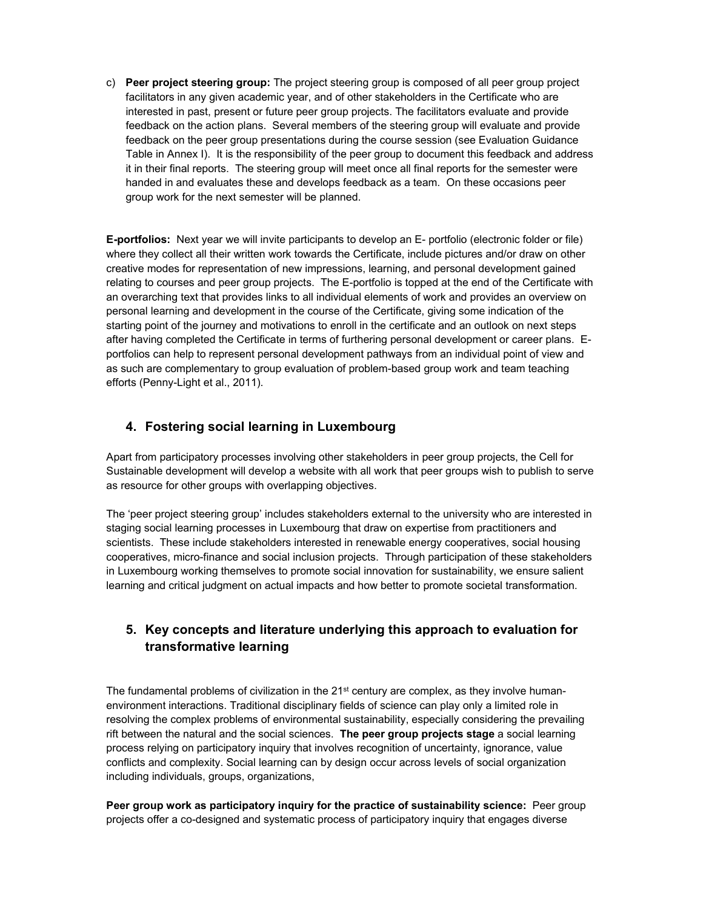c) **Peer project steering group:** The project steering group is composed of all peer group project facilitators in any given academic year, and of other stakeholders in the Certificate who are interested in past, present or future peer group projects. The facilitators evaluate and provide feedback on the action plans. Several members of the steering group will evaluate and provide feedback on the peer group presentations during the course session (see Evaluation Guidance Table in Annex I). It is the responsibility of the peer group to document this feedback and address it in their final reports. The steering group will meet once all final reports for the semester were handed in and evaluates these and develops feedback as a team. On these occasions peer group work for the next semester will be planned.

**E-portfolios:** Next year we will invite participants to develop an E- portfolio (electronic folder or file) where they collect all their written work towards the Certificate, include pictures and/or draw on other creative modes for representation of new impressions, learning, and personal development gained relating to courses and peer group projects. The E-portfolio is topped at the end of the Certificate with an overarching text that provides links to all individual elements of work and provides an overview on personal learning and development in the course of the Certificate, giving some indication of the starting point of the journey and motivations to enroll in the certificate and an outlook on next steps after having completed the Certificate in terms of furthering personal development or career plans. E-portfolios can help to represent personal development pathways from an individual point of view and as such are complementary to group evaluation of problem-based group work and team teaching efforts (Penny-Light et al., 2011).

## 4. Fostering social learning in Luxembourg

Apart from participatory processes involving other stakeholders in peer group projects, the Cell for Sustainable development will develop a website with all work that peer groups wish to publish to serve as resource for other groups with overlapping objectives.

The 'peer project steering group' includes stakeholders external to the university who are interested in staging social learning processes in Luxembourg that draw on expertise from practitioners and scientists. These include stakeholders interested in renewable energy cooperatives, social housing cooperatives, micro-finance and social inclusion projects. Through participation of these stakeholders in Luxembourg working themselves to promote social innovation for sustainability, we ensure salient learning and critical judgment on actual impacts and how better to promote societal transformation.

## 5. Key concepts and literature underlying this approach to evaluation for transformative learning

The fundamental problems of civilization in the 21st century are complex, as they involve human-environment interactions. Traditional disciplinary fields of science can play only a limited role in resolving the complex problems of environmental sustainability, especially considering the prevailing rift between the natural and the social sciences. **The peer group projects stage** a social learning process relying on participatory inquiry that involves recognition of uncertainty, ignorance, value conflicts and complexity. Social learning can by design occur across levels of social organization including individuals, groups, organizations,

**Peer group work as participatory inquiry for the practice of sustainability science:** Peer group projects offer a co-designed and systematic process of participatory inquiry that engages diverse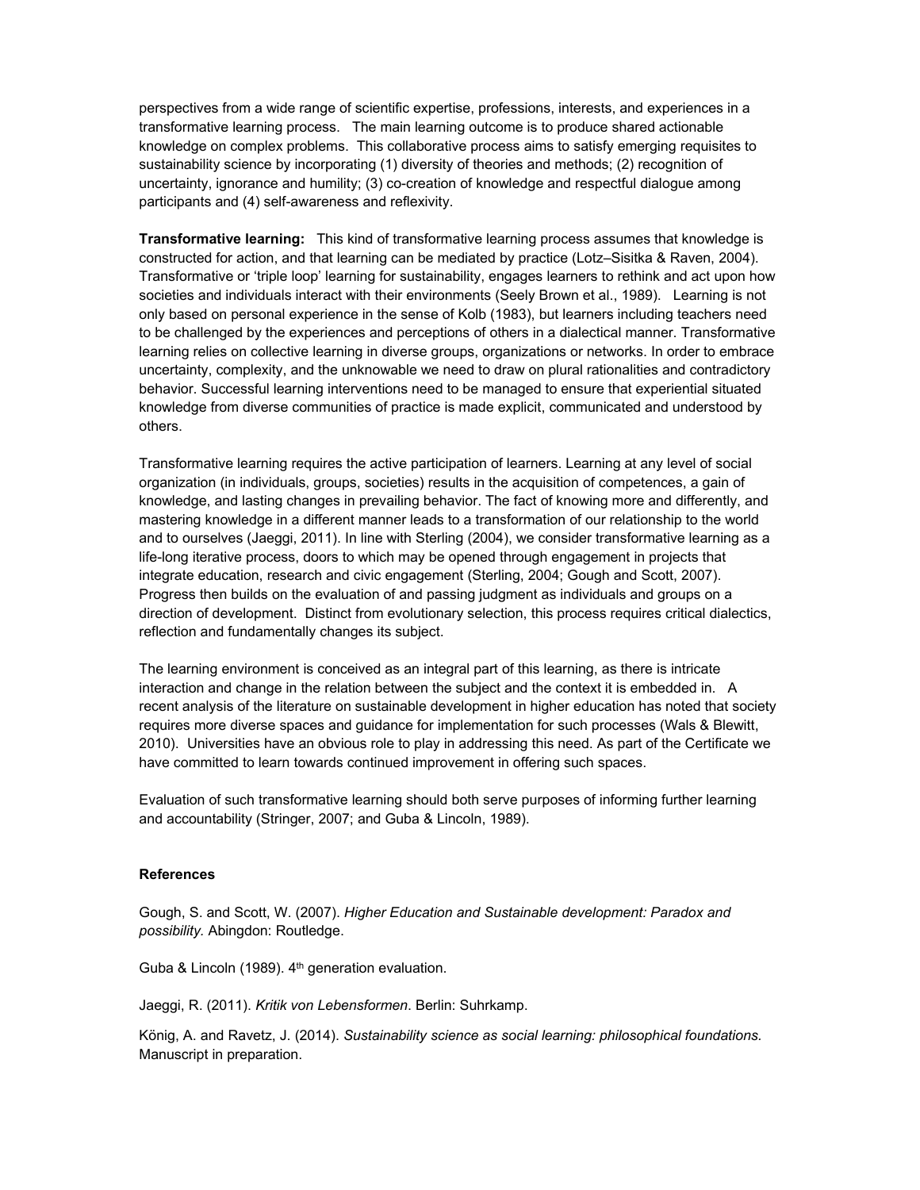perspectives from a wide range of scientific expertise, professions, interests, and experiences in a transformative learning process. The main learning outcome is to produce shared actionable knowledge on complex problems. This collaborative process aims to satisfy emerging requisites to sustainability science by incorporating (1) diversity of theories and methods; (2) recognition of uncertainty, ignorance and humility; (3) co-creation of knowledge and respectful dialogue among participants and (4) self-awareness and reflexivity.

**Transformative learning:** This kind of transformative learning process assumes that knowledge is constructed for action, and that learning can be mediated by practice (Lotz–Sisitka & Raven, 2004). Transformative or 'triple loop' learning for sustainability, engages learners to rethink and act upon how societies and individuals interact with their environments (Seely Brown et al., 1989). Learning is not only based on personal experience in the sense of Kolb (1983), but learners including teachers need to be challenged by the experiences and perceptions of others in a dialectical manner. Transformative learning relies on collective learning in diverse groups, organizations or networks. In order to embrace uncertainty, complexity, and the unknowable we need to draw on plural rationalities and contradictory behavior. Successful learning interventions need to be managed to ensure that experiential situated knowledge from diverse communities of practice is made explicit, communicated and understood by others.

Transformative learning requires the active participation of learners. Learning at any level of social organization (in individuals, groups, societies) results in the acquisition of competences, a gain of knowledge, and lasting changes in prevailing behavior. The fact of knowing more and differently, and mastering knowledge in a different manner leads to a transformation of our relationship to the world and to ourselves (Jaeggi, 2011). In line with Sterling (2004), we consider transformative learning as a life-long iterative process, doors to which may be opened through engagement in projects that integrate education, research and civic engagement (Sterling, 2004; Gough and Scott, 2007). Progress then builds on the evaluation of and passing judgment as individuals and groups on a direction of development. Distinct from evolutionary selection, this process requires critical dialectics, reflection and fundamentally changes its subject.

The learning environment is conceived as an integral part of this learning, as there is intricate interaction and change in the relation between the subject and the context it is embedded in. A recent analysis of the literature on sustainable development in higher education has noted that society requires more diverse spaces and guidance for implementation for such processes (Wals & Blewitt, 2010). Universities have an obvious role to play in addressing this need. As part of the Certificate we have committed to learn towards continued improvement in offering such spaces.

Evaluation of such transformative learning should both serve purposes of informing further learning and accountability (Stringer, 2007; and Guba & Lincoln, 1989).

**References**

Gough, S. and Scott, W. (2007). *Higher Education and Sustainable development: Paradox and possibility.* Abingdon: Routledge.

Guba & Lincoln (1989). 4th generation evaluation.

Jaeggi, R. (2011). *Kritik von Lebensformen*. Berlin: Suhrkamp.

König, A. and Ravetz, J. (2014). *Sustainability science as social learning: philosophical foundations.* Manuscript in preparation.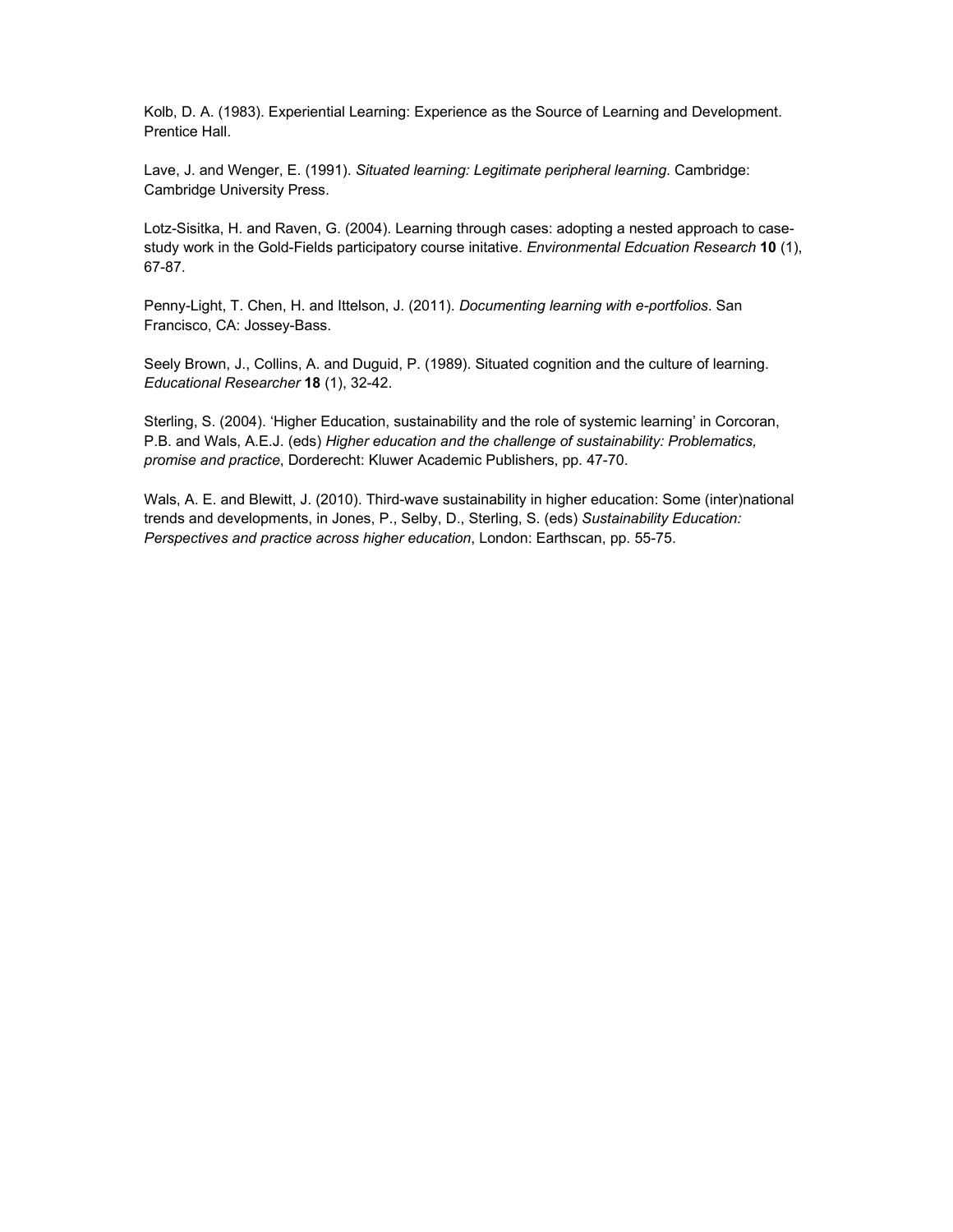Kolb, D. A. (1983). Experiential Learning: Experience as the Source of Learning and Development. Prentice Hall.

Lave, J. and Wenger, E. (1991). *Situated learning: Legitimate peripheral learning*. Cambridge: Cambridge University Press.

Lotz-Sisitka, H. and Raven, G. (2004). Learning through cases: adopting a nested approach to case-study work in the Gold-Fields participatory course initative. *Environmental Edcuation Research* **10** (1), 67-87.

Penny-Light, T. Chen, H. and Ittelson, J. (2011). *Documenting learning with e-portfolios*. San Francisco, CA: Jossey-Bass.

Seely Brown, J., Collins, A. and Duguid, P. (1989). Situated cognition and the culture of learning. *Educational Researcher* **18** (1), 32-42.

Sterling, S. (2004). 'Higher Education, sustainability and the role of systemic learning' in Corcoran, P.B. and Wals, A.E.J. (eds) *Higher education and the challenge of sustainability: Problematics, promise and practice*, Dorderecht: Kluwer Academic Publishers, pp. 47-70.

Wals, A. E. and Blewitt, J. (2010). Third-wave sustainability in higher education: Some (inter)national trends and developments, in Jones, P., Selby, D., Sterling, S. (eds) *Sustainability Education: Perspectives and practice across higher education*, London: Earthscan, pp. 55-75.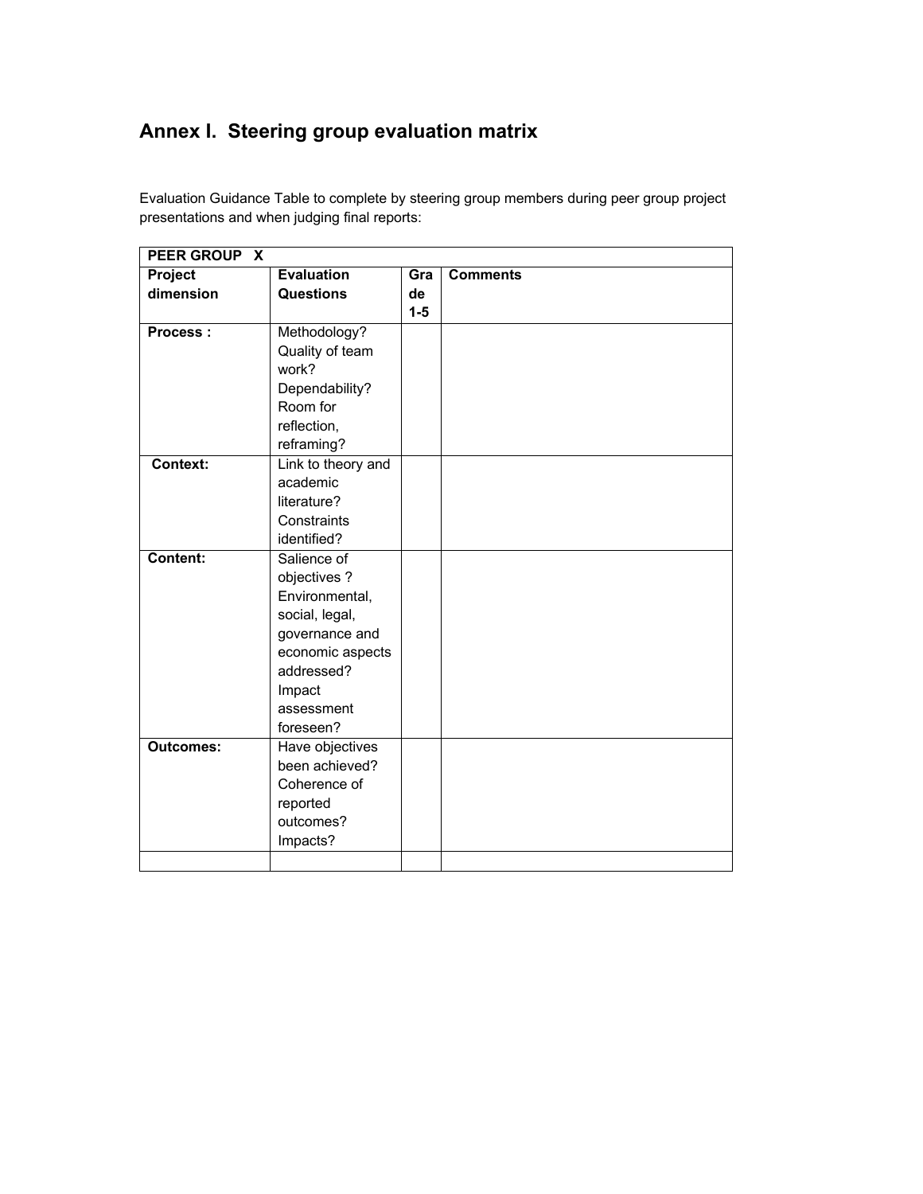# Annex I. Steering group evaluation matrix

Evaluation Guidance Table to complete by steering group members during peer group project presentations and when judging final reports:

| **PEER GROUP X** | | | |
|---|---|---|---|
| **Project dimension** | **Evaluation Questions** | **Grade 1-5** | **Comments** |
| **Process :** | Methodology? Quality of team work? Dependability? Room for reflection, reframing? | | |
| **Context:** | Link to theory and academic literature? Constraints identified? | | |
| **Content:** | Salience of objectives ? Environmental, social, legal, governance and economic aspects addressed? Impact assessment foreseen? | | |
| **Outcomes:** | Have objectives been achieved? Coherence of reported outcomes? Impacts? | | |
| | | | |